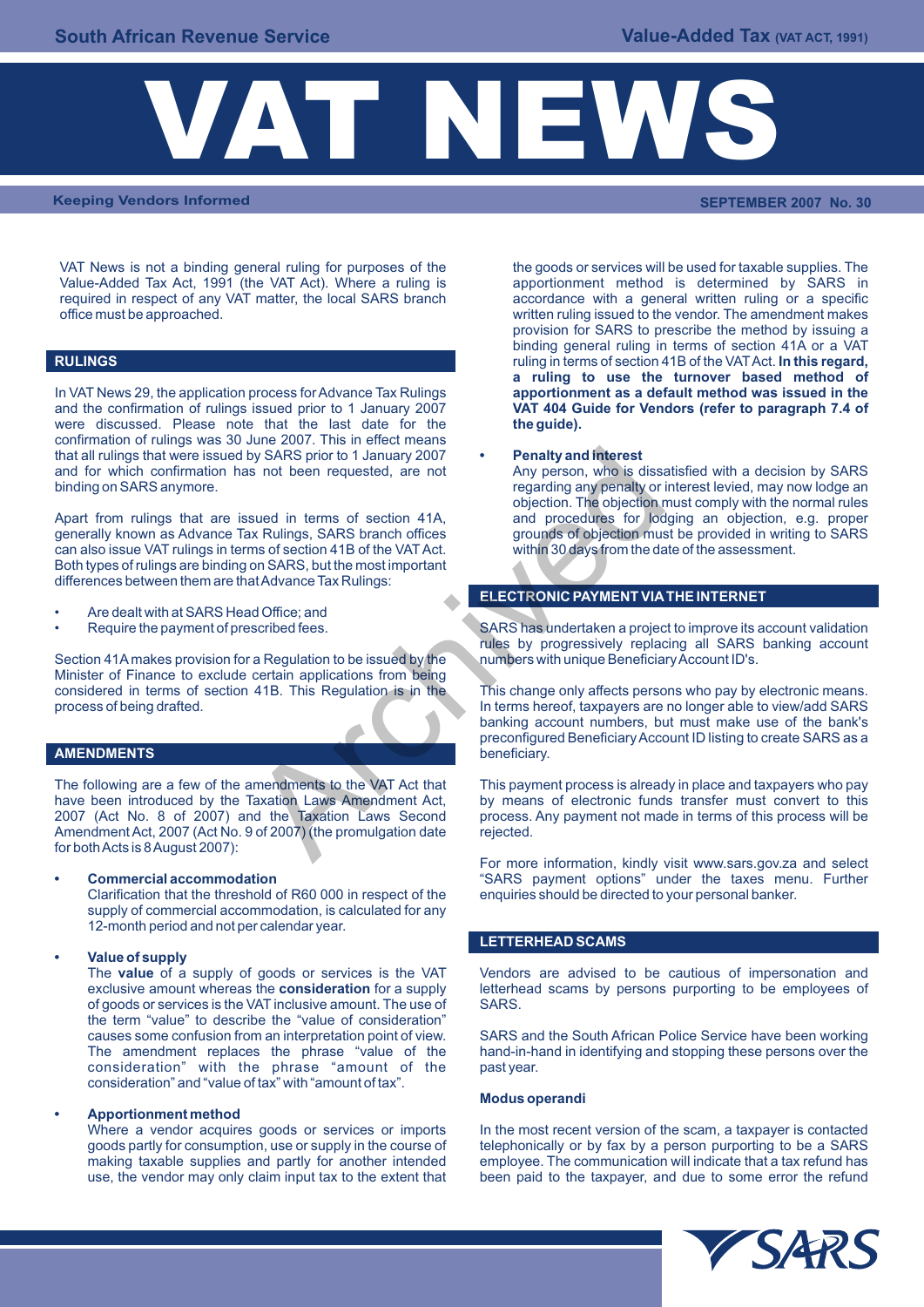# VAT NEWS

Keeping Vendors Informed

SEPTEMBER 2007 No. 30

VAT News is not a binding general ruling for purposes of the Value-Added Tax Act, 1991 (the VAT Act). Where a ruling is required in respect of any VAT matter, the local SARS branch office must be approached.

## RULINGS

In VAT News 29, the application process for Advance Tax Rulings and the confirmation of rulings issued prior to 1 January 2007 were discussed. Please note that the last date for the confirmation of rulings was 30 June 2007. This in effect means that all rulings that were issued by SARS prior to 1 January 2007 and for which confirmation has not been requested, are not binding on SARS anymore.

Apart from rulings that are issued in terms of section 41A, generally known as Advance Tax Rulings, SARS branch offices can also issue VAT rulings in terms of section 41B of the VAT Act. Both types of rulings are binding on SARS, but the most important differences between them are that Advance Tax Rulings:

- Are dealt with at SARS Head Office; and
- Require the payment of prescribed fees.

Section 41A makes provision for a Regulation to be issued by the Minister of Finance to exclude certain applications from being considered in terms of section 41B. This Regulation is in the process of being drafted.

## AMENDMENTS

The following are a few of the amendments to the VAT Act that have been introduced by the Taxation Laws Amendment Act, 2007 (Act No. 8 of 2007) and the Taxation Laws Second Amendment Act, 2007 (Act No. 9 of 2007) (the promulgation date for both Acts is 8 August 2007):

- **Commercial accommodation**
  Clarification that the threshold of R60 000 in respect of the supply of commercial accommodation, is calculated for any 12-month period and not per calendar year.

- **Value of supply**
  The **value** of a supply of goods or services is the VAT exclusive amount whereas the **consideration** for a supply of goods or services is the VAT inclusive amount. The use of the term "value" to describe the "value of consideration" causes some confusion from an interpretation point of view. The amendment replaces the phrase "value of the consideration" with the phrase "amount of the consideration" and "value of tax" with "amount of tax".

- **Apportionment method**
  Where a vendor acquires goods or services or imports goods partly for consumption, use or supply in the course of making taxable supplies and partly for another intended use, the vendor may only claim input tax to the extent that the goods or services will be used for taxable supplies. The apportionment method is determined by SARS in accordance with a general written ruling or a specific written ruling issued to the vendor. The amendment makes provision for SARS to prescribe the method by issuing a binding general ruling in terms of section 41A or a VAT ruling in terms of section 41B of the VAT Act. **In this regard, a ruling to use the turnover based method of apportionment as a default method was issued in the VAT 404 Guide for Vendors (refer to paragraph 7.4 of the guide).**

- **Penalty and interest**
  Any person, who is dissatisfied with a decision by SARS regarding any penalty or interest levied, may now lodge an objection. The objection must comply with the normal rules and procedures for lodging an objection, e.g. proper grounds of objection must be provided in writing to SARS within 30 days from the date of the assessment.

## ELECTRONIC PAYMENT VIA THE INTERNET

SARS has undertaken a project to improve its account validation rules by progressively replacing all SARS banking account numbers with unique Beneficiary Account ID's.

This change only affects persons who pay by electronic means. In terms hereof, taxpayers are no longer able to view/add SARS banking account numbers, but must make use of the bank's preconfigured Beneficiary Account ID listing to create SARS as a beneficiary.

This payment process is already in place and taxpayers who pay by means of electronic funds transfer must convert to this process. Any payment not made in terms of this process will be rejected.

For more information, kindly visit www.sars.gov.za and select "SARS payment options" under the taxes menu. Further enquiries should be directed to your personal banker.

## LETTERHEAD SCAMS

Vendors are advised to be cautious of impersonation and letterhead scams by persons purporting to be employees of SARS.

SARS and the South African Police Service have been working hand-in-hand in identifying and stopping these persons over the past year.

### Modus operandi

In the most recent version of the scam, a taxpayer is contacted telephonically or by fax by a person purporting to be a SARS employee. The communication will indicate that a tax refund has been paid to the taxpayer, and due to some error the refund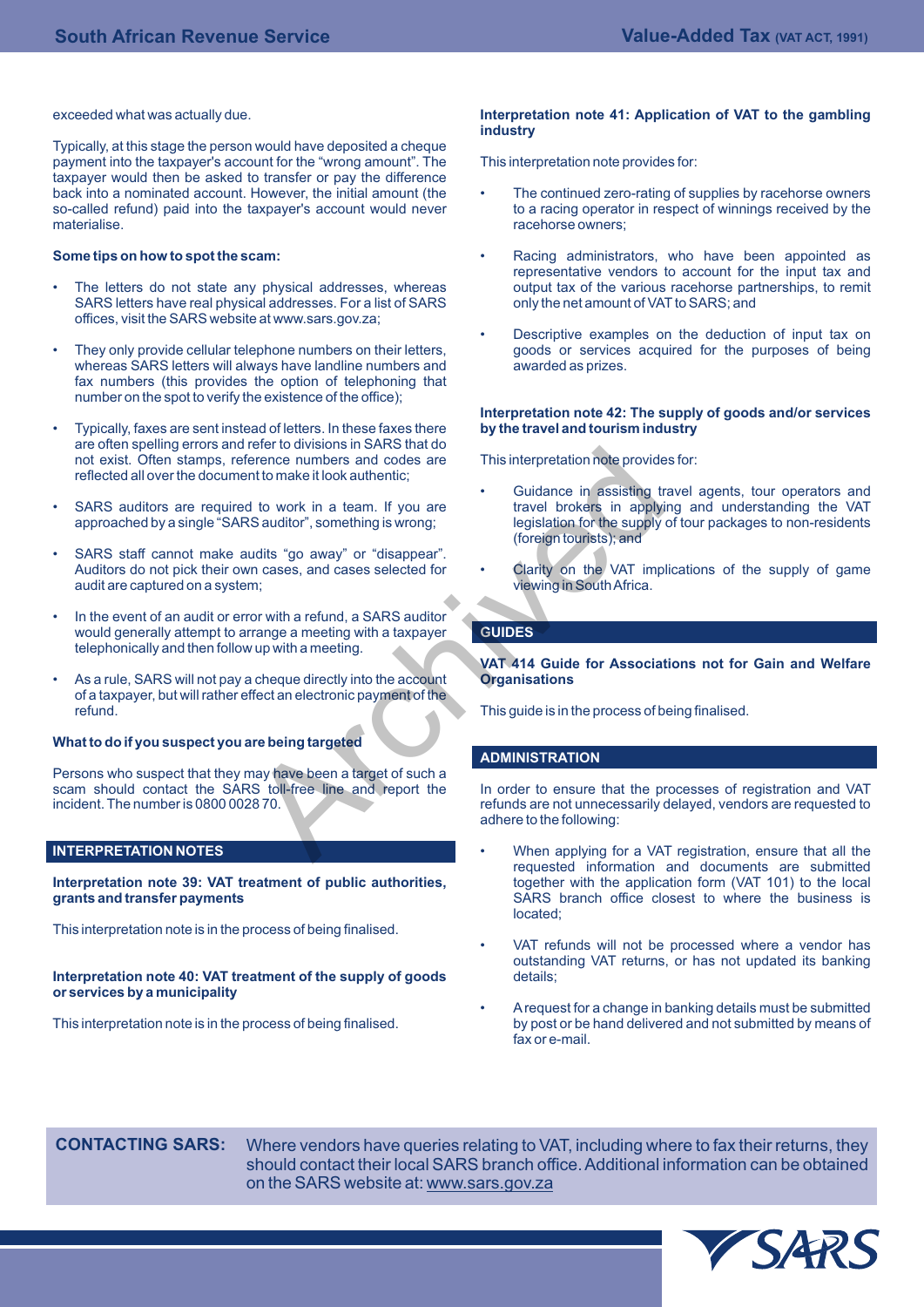exceeded what was actually due.

Typically, at this stage the person would have deposited a cheque payment into the taxpayer's account for the "wrong amount". The taxpayer would then be asked to transfer or pay the difference back into a nominated account. However, the initial amount (the so-called refund) paid into the taxpayer's account would never materialise.

**Some tips on how to spot the scam:**

- The letters do not state any physical addresses, whereas SARS letters have real physical addresses. For a list of SARS offices, visit the SARS website at www.sars.gov.za;
- They only provide cellular telephone numbers on their letters, whereas SARS letters will always have landline numbers and fax numbers (this provides the option of telephoning that number on the spot to verify the existence of the office);
- Typically, faxes are sent instead of letters. In these faxes there are often spelling errors and refer to divisions in SARS that do not exist. Often stamps, reference numbers and codes are reflected all over the document to make it look authentic;
- SARS auditors are required to work in a team. If you are approached by a single "SARS auditor", something is wrong;
- SARS staff cannot make audits "go away" or "disappear". Auditors do not pick their own cases, and cases selected for audit are captured on a system;
- In the event of an audit or error with a refund, a SARS auditor would generally attempt to arrange a meeting with a taxpayer telephonically and then follow up with a meeting.
- As a rule, SARS will not pay a cheque directly into the account of a taxpayer, but will rather effect an electronic payment of the refund.

**What to do if you suspect you are being targeted**

Persons who suspect that they may have been a target of such a scam should contact the SARS toll-free line and report the incident. The number is 0800 0028 70.

## INTERPRETATION NOTES

**Interpretation note 39: VAT treatment of public authorities, grants and transfer payments**

This interpretation note is in the process of being finalised.

**Interpretation note 40: VAT treatment of the supply of goods or services by a municipality**

This interpretation note is in the process of being finalised.

**Interpretation note 41: Application of VAT to the gambling industry**

This interpretation note provides for:

- The continued zero-rating of supplies by racehorse owners to a racing operator in respect of winnings received by the racehorse owners;
- Racing administrators, who have been appointed as representative vendors to account for the input tax and output tax of the various racehorse partnerships, to remit only the net amount of VAT to SARS; and
- Descriptive examples on the deduction of input tax on goods or services acquired for the purposes of being awarded as prizes.

**Interpretation note 42: The supply of goods and/or services by the travel and tourism industry**

This interpretation note provides for:

- Guidance in assisting travel agents, tour operators and travel brokers in applying and understanding the VAT legislation for the supply of tour packages to non-residents (foreign tourists); and
- Clarity on the VAT implications of the supply of game viewing in South Africa.

## GUIDES

**VAT 414 Guide for Associations not for Gain and Welfare Organisations**

This guide is in the process of being finalised.

## ADMINISTRATION

In order to ensure that the processes of registration and VAT refunds are not unnecessarily delayed, vendors are requested to adhere to the following:

- When applying for a VAT registration, ensure that all the requested information and documents are submitted together with the application form (VAT 101) to the local SARS branch office closest to where the business is located;
- VAT refunds will not be processed where a vendor has outstanding VAT returns, or has not updated its banking details;
- A request for a change in banking details must be submitted by post or be hand delivered and not submitted by means of fax or e-mail.

**CONTACTING SARS:** Where vendors have queries relating to VAT, including where to fax their returns, they should contact their local SARS branch office. Additional information can be obtained on the SARS website at: www.sars.gov.za